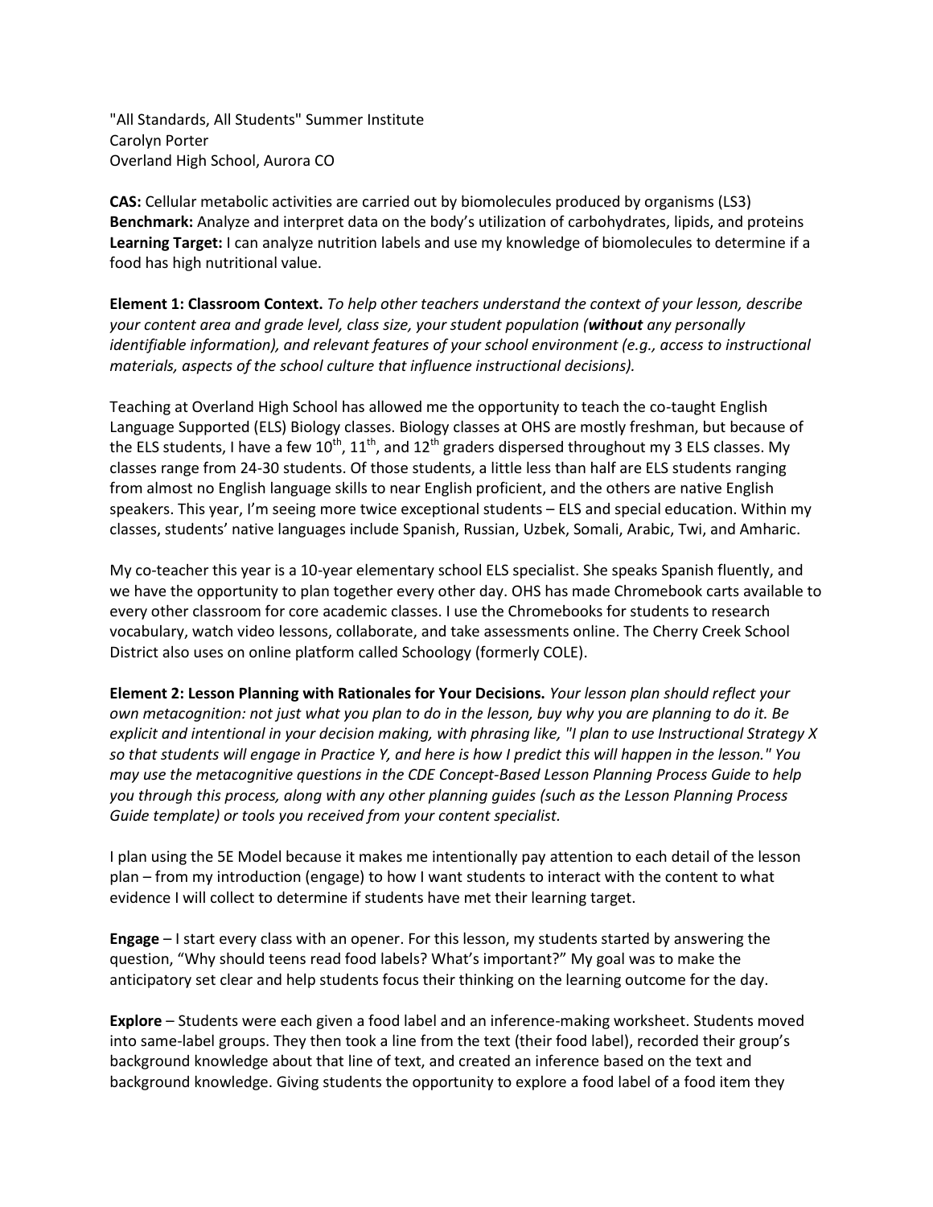"All Standards, All Students" Summer Institute
Carolyn Porter
Overland High School, Aurora CO

**CAS:** Cellular metabolic activities are carried out by biomolecules produced by organisms (LS3)
**Benchmark:** Analyze and interpret data on the body's utilization of carbohydrates, lipids, and proteins
**Learning Target:** I can analyze nutrition labels and use my knowledge of biomolecules to determine if a food has high nutritional value.

**Element 1: Classroom Context.** *To help other teachers understand the context of your lesson, describe your content area and grade level, class size, your student population (**without** any personally identifiable information), and relevant features of your school environment (e.g., access to instructional materials, aspects of the school culture that influence instructional decisions).*

Teaching at Overland High School has allowed me the opportunity to teach the co-taught English Language Supported (ELS) Biology classes. Biology classes at OHS are mostly freshman, but because of the ELS students, I have a few 10th, 11th, and 12th graders dispersed throughout my 3 ELS classes. My classes range from 24-30 students. Of those students, a little less than half are ELS students ranging from almost no English language skills to near English proficient, and the others are native English speakers. This year, I'm seeing more twice exceptional students – ELS and special education. Within my classes, students' native languages include Spanish, Russian, Uzbek, Somali, Arabic, Twi, and Amharic.

My co-teacher this year is a 10-year elementary school ELS specialist. She speaks Spanish fluently, and we have the opportunity to plan together every other day. OHS has made Chromebook carts available to every other classroom for core academic classes. I use the Chromebooks for students to research vocabulary, watch video lessons, collaborate, and take assessments online. The Cherry Creek School District also uses on online platform called Schoology (formerly COLE).

**Element 2: Lesson Planning with Rationales for Your Decisions.** *Your lesson plan should reflect your own metacognition: not just what you plan to do in the lesson, buy why you are planning to do it. Be explicit and intentional in your decision making, with phrasing like, "I plan to use Instructional Strategy X so that students will engage in Practice Y, and here is how I predict this will happen in the lesson." You may use the metacognitive questions in the CDE Concept-Based Lesson Planning Process Guide to help you through this process, along with any other planning guides (such as the Lesson Planning Process Guide template) or tools you received from your content specialist.*

I plan using the 5E Model because it makes me intentionally pay attention to each detail of the lesson plan – from my introduction (engage) to how I want students to interact with the content to what evidence I will collect to determine if students have met their learning target.

**Engage** – I start every class with an opener. For this lesson, my students started by answering the question, "Why should teens read food labels? What's important?" My goal was to make the anticipatory set clear and help students focus their thinking on the learning outcome for the day.

**Explore** – Students were each given a food label and an inference-making worksheet. Students moved into same-label groups. They then took a line from the text (their food label), recorded their group's background knowledge about that line of text, and created an inference based on the text and background knowledge. Giving students the opportunity to explore a food label of a food item they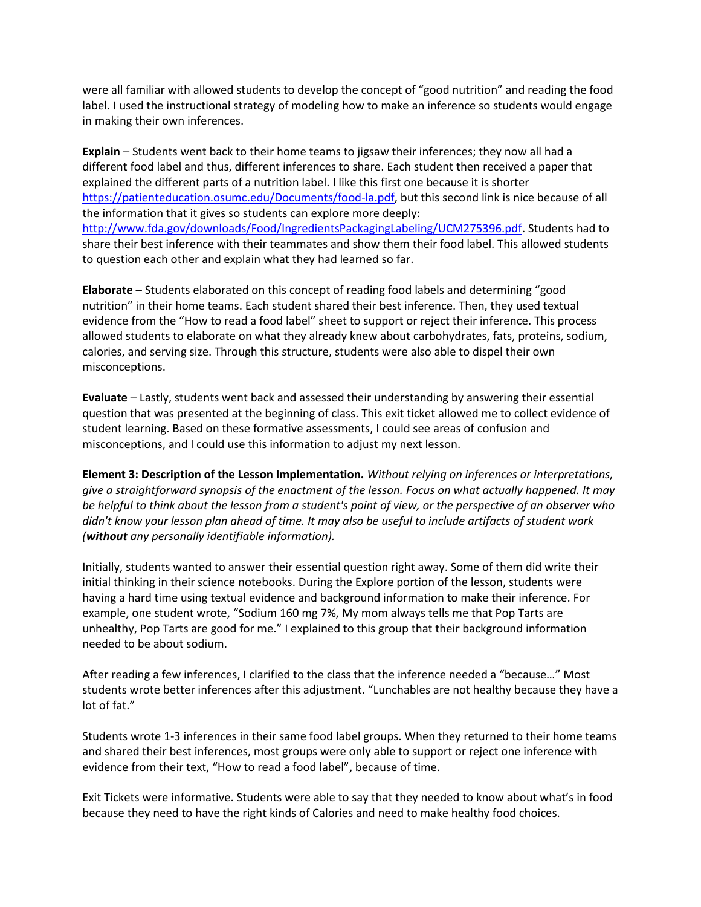were all familiar with allowed students to develop the concept of "good nutrition" and reading the food label. I used the instructional strategy of modeling how to make an inference so students would engage in making their own inferences.

**Explain** – Students went back to their home teams to jigsaw their inferences; they now all had a different food label and thus, different inferences to share. Each student then received a paper that explained the different parts of a nutrition label. I like this first one because it is shorter https://patienteducation.osumc.edu/Documents/food-la.pdf, but this second link is nice because of all the information that it gives so students can explore more deeply: http://www.fda.gov/downloads/Food/IngredientsPackagingLabeling/UCM275396.pdf. Students had to share their best inference with their teammates and show them their food label. This allowed students to question each other and explain what they had learned so far.

**Elaborate** – Students elaborated on this concept of reading food labels and determining "good nutrition" in their home teams. Each student shared their best inference. Then, they used textual evidence from the "How to read a food label" sheet to support or reject their inference. This process allowed students to elaborate on what they already knew about carbohydrates, fats, proteins, sodium, calories, and serving size. Through this structure, students were also able to dispel their own misconceptions.

**Evaluate** – Lastly, students went back and assessed their understanding by answering their essential question that was presented at the beginning of class. This exit ticket allowed me to collect evidence of student learning. Based on these formative assessments, I could see areas of confusion and misconceptions, and I could use this information to adjust my next lesson.

**Element 3: Description of the Lesson Implementation.** *Without relying on inferences or interpretations, give a straightforward synopsis of the enactment of the lesson. Focus on what actually happened. It may be helpful to think about the lesson from a student's point of view, or the perspective of an observer who didn't know your lesson plan ahead of time. It may also be useful to include artifacts of student work (**without** any personally identifiable information).*

Initially, students wanted to answer their essential question right away. Some of them did write their initial thinking in their science notebooks. During the Explore portion of the lesson, students were having a hard time using textual evidence and background information to make their inference. For example, one student wrote, "Sodium 160 mg 7%, My mom always tells me that Pop Tarts are unhealthy, Pop Tarts are good for me." I explained to this group that their background information needed to be about sodium.

After reading a few inferences, I clarified to the class that the inference needed a "because…" Most students wrote better inferences after this adjustment. "Lunchables are not healthy because they have a lot of fat."

Students wrote 1-3 inferences in their same food label groups. When they returned to their home teams and shared their best inferences, most groups were only able to support or reject one inference with evidence from their text, "How to read a food label", because of time.

Exit Tickets were informative. Students were able to say that they needed to know about what's in food because they need to have the right kinds of Calories and need to make healthy food choices.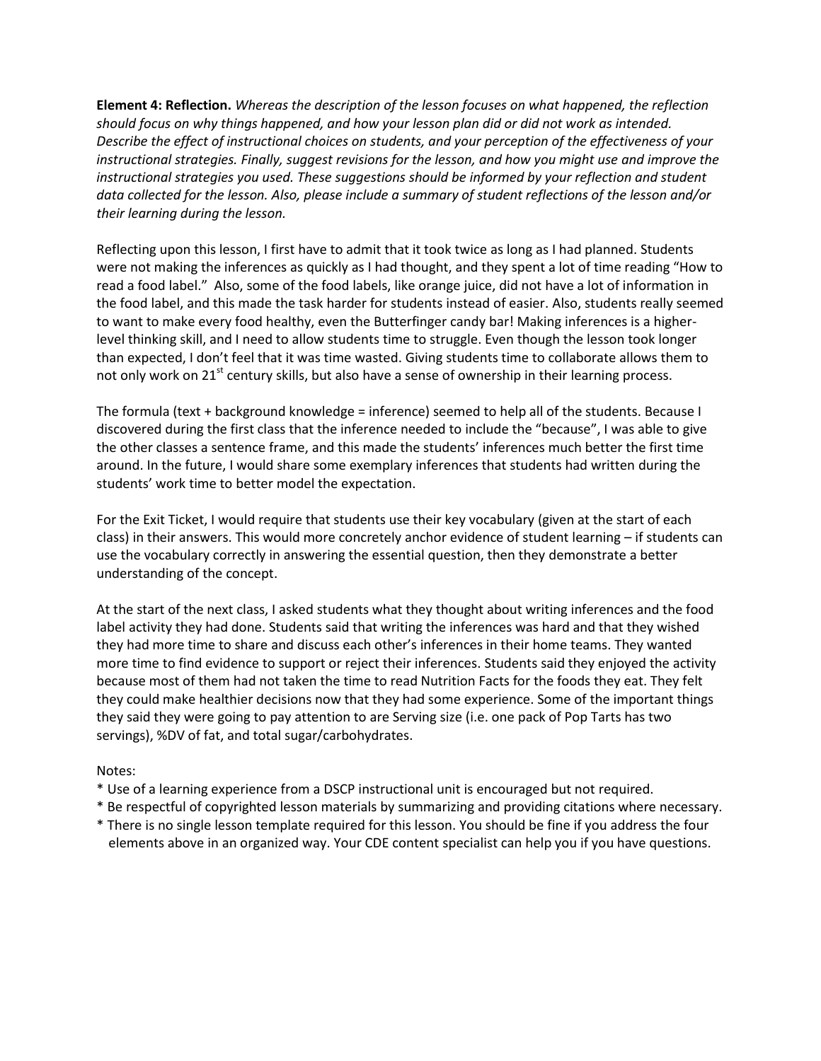**Element 4: Reflection.** *Whereas the description of the lesson focuses on what happened, the reflection should focus on why things happened, and how your lesson plan did or did not work as intended. Describe the effect of instructional choices on students, and your perception of the effectiveness of your instructional strategies. Finally, suggest revisions for the lesson, and how you might use and improve the instructional strategies you used. These suggestions should be informed by your reflection and student data collected for the lesson. Also, please include a summary of student reflections of the lesson and/or their learning during the lesson.*

Reflecting upon this lesson, I first have to admit that it took twice as long as I had planned. Students were not making the inferences as quickly as I had thought, and they spent a lot of time reading "How to read a food label." Also, some of the food labels, like orange juice, did not have a lot of information in the food label, and this made the task harder for students instead of easier. Also, students really seemed to want to make every food healthy, even the Butterfinger candy bar! Making inferences is a higher-level thinking skill, and I need to allow students time to struggle. Even though the lesson took longer than expected, I don't feel that it was time wasted. Giving students time to collaborate allows them to not only work on 21st century skills, but also have a sense of ownership in their learning process.

The formula (text + background knowledge = inference) seemed to help all of the students. Because I discovered during the first class that the inference needed to include the "because", I was able to give the other classes a sentence frame, and this made the students' inferences much better the first time around. In the future, I would share some exemplary inferences that students had written during the students' work time to better model the expectation.

For the Exit Ticket, I would require that students use their key vocabulary (given at the start of each class) in their answers. This would more concretely anchor evidence of student learning – if students can use the vocabulary correctly in answering the essential question, then they demonstrate a better understanding of the concept.

At the start of the next class, I asked students what they thought about writing inferences and the food label activity they had done. Students said that writing the inferences was hard and that they wished they had more time to share and discuss each other's inferences in their home teams. They wanted more time to find evidence to support or reject their inferences. Students said they enjoyed the activity because most of them had not taken the time to read Nutrition Facts for the foods they eat. They felt they could make healthier decisions now that they had some experience. Some of the important things they said they were going to pay attention to are Serving size (i.e. one pack of Pop Tarts has two servings), %DV of fat, and total sugar/carbohydrates.

Notes:

* Use of a learning experience from a DSCP instructional unit is encouraged but not required.
* Be respectful of copyrighted lesson materials by summarizing and providing citations where necessary.
* There is no single lesson template required for this lesson. You should be fine if you address the four elements above in an organized way. Your CDE content specialist can help you if you have questions.